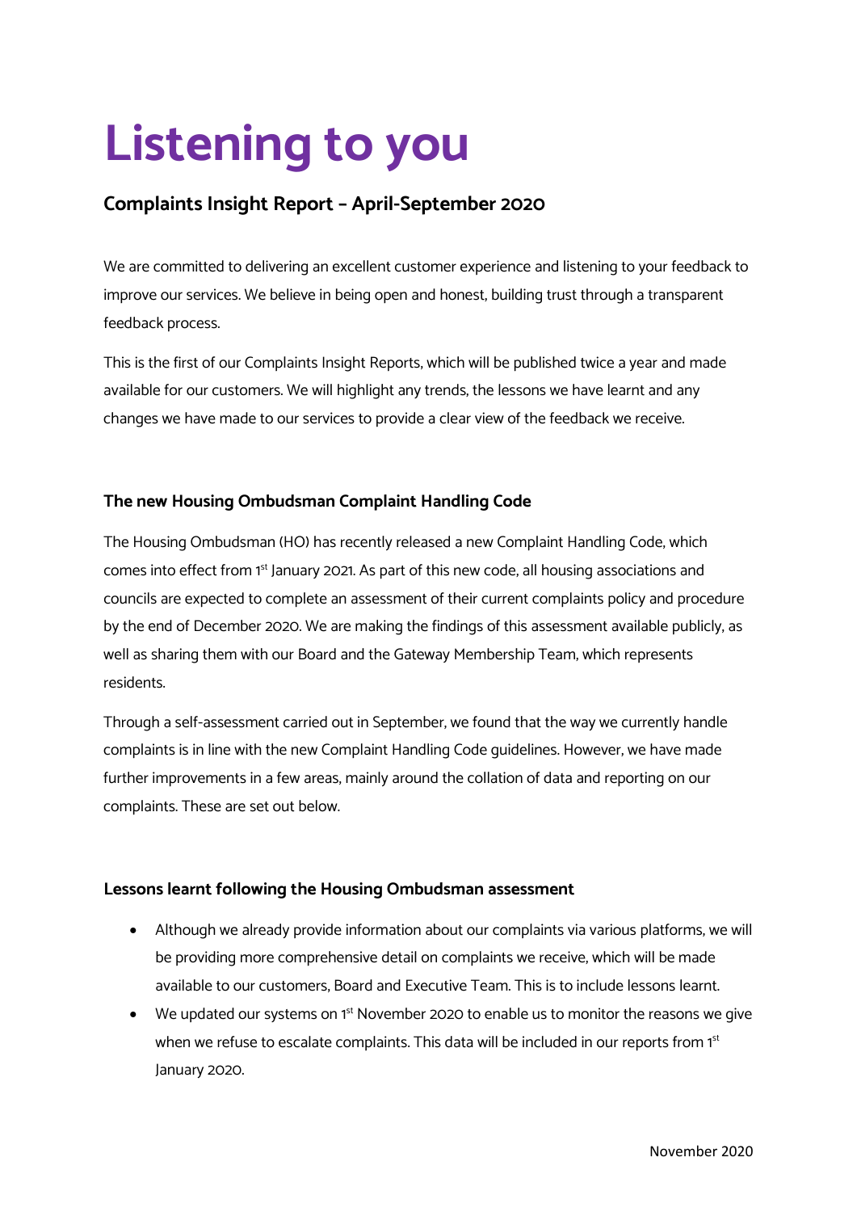# Listening to you

## Complaints Insight Report – April-September 2020

We are committed to delivering an excellent customer experience and listening to your feedback to improve our services. We believe in being open and honest, building trust through a transparent feedback process.

This is the first of our Complaints Insight Reports, which will be published twice a year and made available for our customers. We will highlight any trends, the lessons we have learnt and any changes we have made to our services to provide a clear view of the feedback we receive.

### The new Housing Ombudsman Complaint Handling Code

The Housing Ombudsman (HO) has recently released a new Complaint Handling Code, which comes into effect from 1st January 2021. As part of this new code, all housing associations and councils are expected to complete an assessment of their current complaints policy and procedure by the end of December 2020. We are making the findings of this assessment available publicly, as well as sharing them with our Board and the Gateway Membership Team, which represents residents.

Through a self-assessment carried out in September, we found that the way we currently handle complaints is in line with the new Complaint Handling Code guidelines. However, we have made further improvements in a few areas, mainly around the collation of data and reporting on our complaints. These are set out below.

### Lessons learnt following the Housing Ombudsman assessment

- Although we already provide information about our complaints via various platforms, we will be providing more comprehensive detail on complaints we receive, which will be made available to our customers, Board and Executive Team. This is to include lessons learnt.
- We updated our systems on 1st November 2020 to enable us to monitor the reasons we give when we refuse to escalate complaints. This data will be included in our reports from 1st January 2020.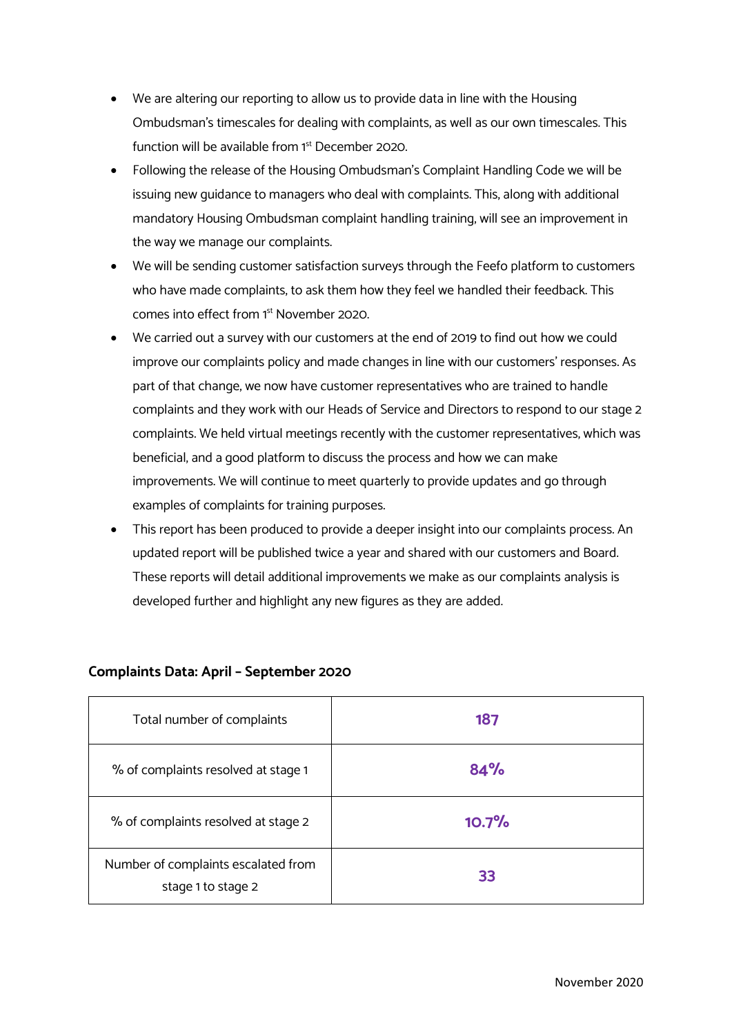- We are altering our reporting to allow us to provide data in line with the Housing Ombudsman's timescales for dealing with complaints, as well as our own timescales. This function will be available from 1st December 2020.
- Following the release of the Housing Ombudsman's Complaint Handling Code we will be issuing new guidance to managers who deal with complaints. This, along with additional mandatory Housing Ombudsman complaint handling training, will see an improvement in the way we manage our complaints.
- We will be sending customer satisfaction surveys through the Feefo platform to customers who have made complaints, to ask them how they feel we handled their feedback. This comes into effect from 1st November 2020.
- We carried out a survey with our customers at the end of 2019 to find out how we could improve our complaints policy and made changes in line with our customers' responses. As part of that change, we now have customer representatives who are trained to handle complaints and they work with our Heads of Service and Directors to respond to our stage 2 complaints. We held virtual meetings recently with the customer representatives, which was beneficial, and a good platform to discuss the process and how we can make improvements. We will continue to meet quarterly to provide updates and go through examples of complaints for training purposes.
- This report has been produced to provide a deeper insight into our complaints process. An updated report will be published twice a year and shared with our customers and Board. These reports will detail additional improvements we make as our complaints analysis is developed further and highlight any new figures as they are added.

**Complaints Data: April – September 2020**

| | |
|---|---|
| Total number of complaints | **187** |
| % of complaints resolved at stage 1 | **84%** |
| % of complaints resolved at stage 2 | **10.7%** |
| Number of complaints escalated from stage 1 to stage 2 | **33** |

November 2020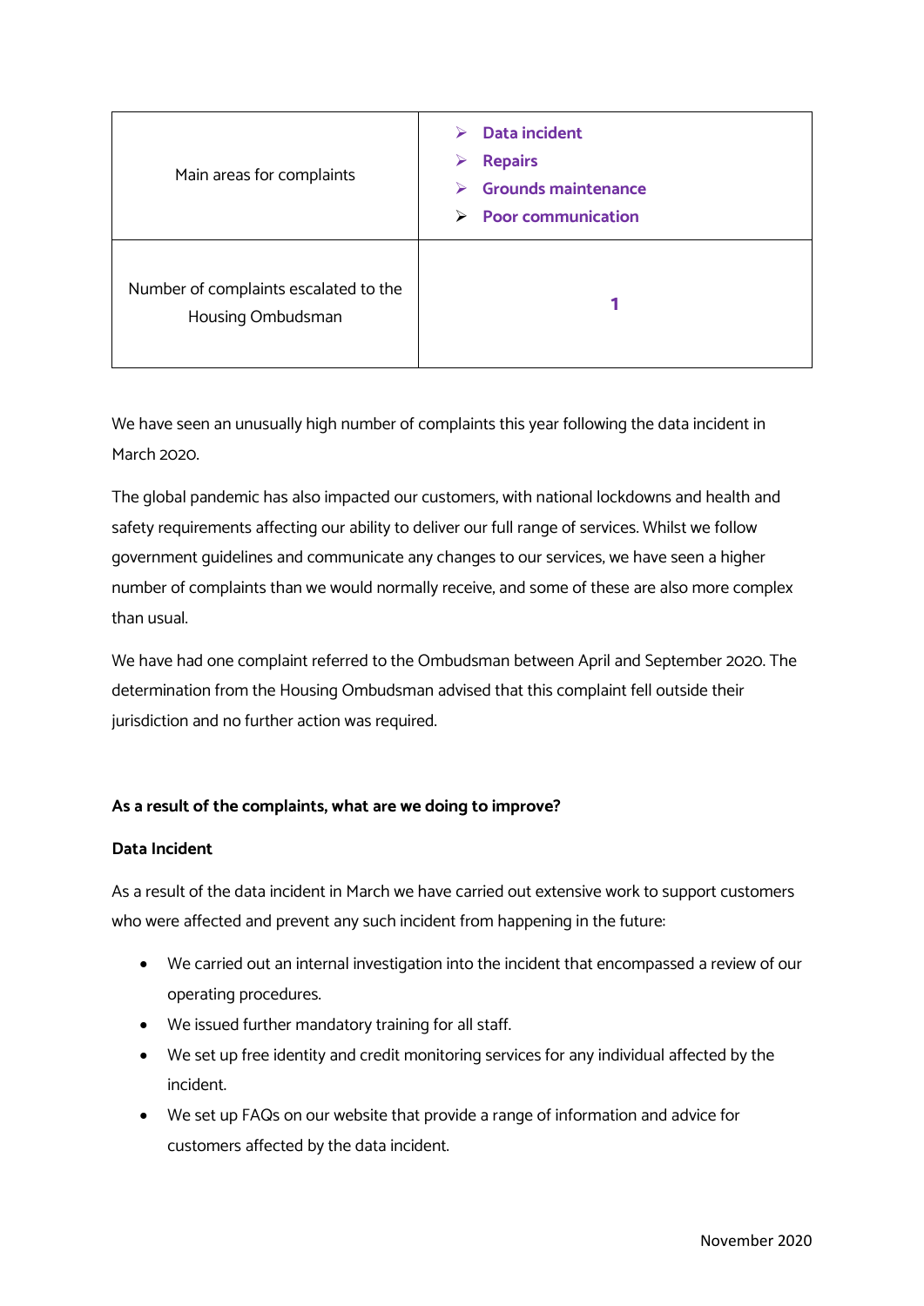| | |
|---|---|
| Main areas for complaints | ➢ **Data incident**<br>➢ **Repairs**<br>➢ **Grounds maintenance**<br>➢ **Poor communication** |
| Number of complaints escalated to the Housing Ombudsman | **1** |

We have seen an unusually high number of complaints this year following the data incident in March 2020.

The global pandemic has also impacted our customers, with national lockdowns and health and safety requirements affecting our ability to deliver our full range of services. Whilst we follow government guidelines and communicate any changes to our services, we have seen a higher number of complaints than we would normally receive, and some of these are also more complex than usual.

We have had one complaint referred to the Ombudsman between April and September 2020. The determination from the Housing Ombudsman advised that this complaint fell outside their jurisdiction and no further action was required.

**As a result of the complaints, what are we doing to improve?**

**Data Incident**

As a result of the data incident in March we have carried out extensive work to support customers who were affected and prevent any such incident from happening in the future:

- We carried out an internal investigation into the incident that encompassed a review of our operating procedures.
- We issued further mandatory training for all staff.
- We set up free identity and credit monitoring services for any individual affected by the incident.
- We set up FAQs on our website that provide a range of information and advice for customers affected by the data incident.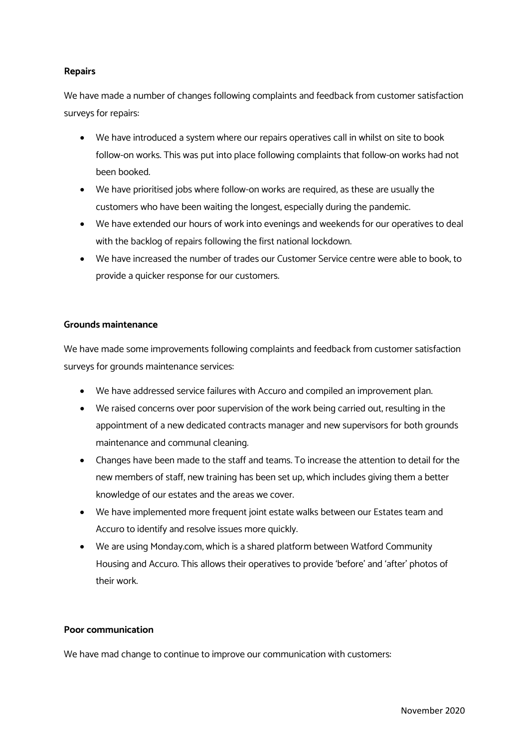**Repairs**

We have made a number of changes following complaints and feedback from customer satisfaction surveys for repairs:

- We have introduced a system where our repairs operatives call in whilst on site to book follow-on works. This was put into place following complaints that follow-on works had not been booked.
- We have prioritised jobs where follow-on works are required, as these are usually the customers who have been waiting the longest, especially during the pandemic.
- We have extended our hours of work into evenings and weekends for our operatives to deal with the backlog of repairs following the first national lockdown.
- We have increased the number of trades our Customer Service centre were able to book, to provide a quicker response for our customers.

**Grounds maintenance**

We have made some improvements following complaints and feedback from customer satisfaction surveys for grounds maintenance services:

- We have addressed service failures with Accuro and compiled an improvement plan.
- We raised concerns over poor supervision of the work being carried out, resulting in the appointment of a new dedicated contracts manager and new supervisors for both grounds maintenance and communal cleaning.
- Changes have been made to the staff and teams. To increase the attention to detail for the new members of staff, new training has been set up, which includes giving them a better knowledge of our estates and the areas we cover.
- We have implemented more frequent joint estate walks between our Estates team and Accuro to identify and resolve issues more quickly.
- We are using Monday.com, which is a shared platform between Watford Community Housing and Accuro. This allows their operatives to provide 'before' and 'after' photos of their work.

**Poor communication**

We have mad change to continue to improve our communication with customers: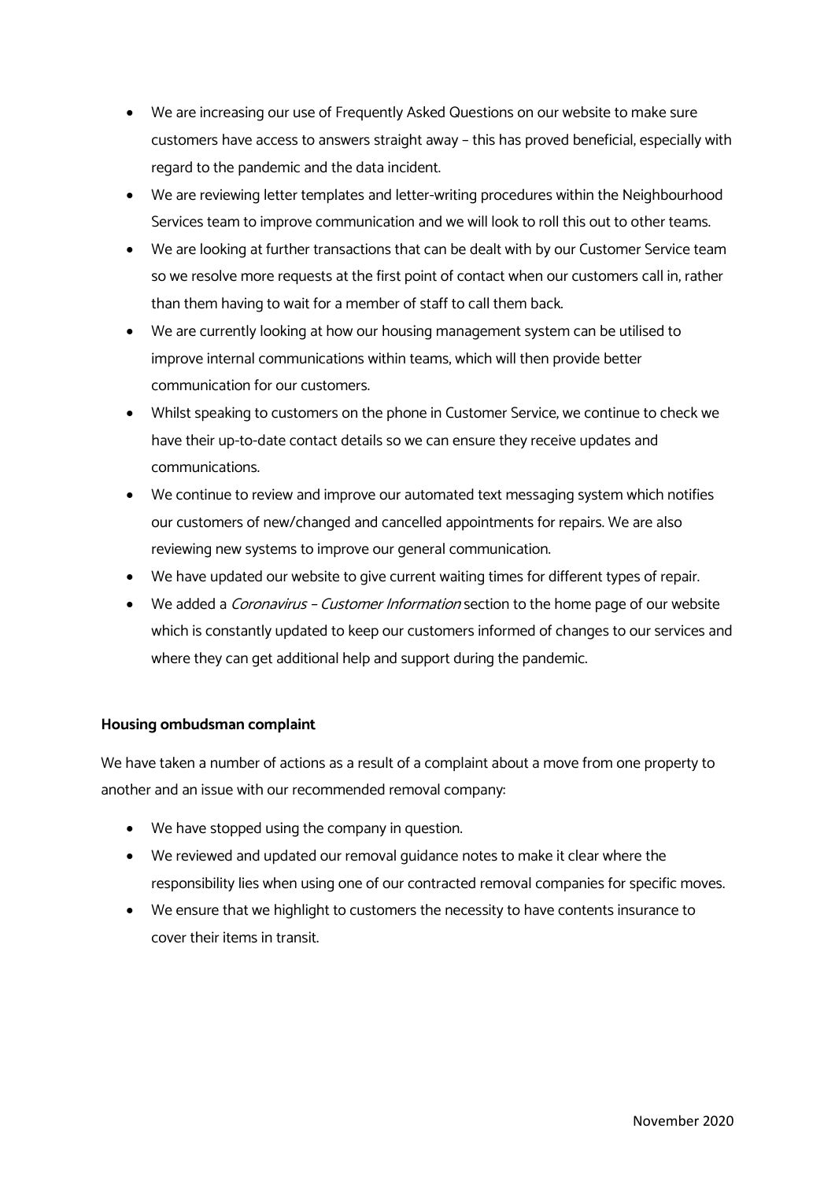- We are increasing our use of Frequently Asked Questions on our website to make sure customers have access to answers straight away – this has proved beneficial, especially with regard to the pandemic and the data incident.
- We are reviewing letter templates and letter-writing procedures within the Neighbourhood Services team to improve communication and we will look to roll this out to other teams.
- We are looking at further transactions that can be dealt with by our Customer Service team so we resolve more requests at the first point of contact when our customers call in, rather than them having to wait for a member of staff to call them back.
- We are currently looking at how our housing management system can be utilised to improve internal communications within teams, which will then provide better communication for our customers.
- Whilst speaking to customers on the phone in Customer Service, we continue to check we have their up-to-date contact details so we can ensure they receive updates and communications.
- We continue to review and improve our automated text messaging system which notifies our customers of new/changed and cancelled appointments for repairs. We are also reviewing new systems to improve our general communication.
- We have updated our website to give current waiting times for different types of repair.
- We added a *Coronavirus – Customer Information* section to the home page of our website which is constantly updated to keep our customers informed of changes to our services and where they can get additional help and support during the pandemic.

**Housing ombudsman complaint**

We have taken a number of actions as a result of a complaint about a move from one property to another and an issue with our recommended removal company:

- We have stopped using the company in question.
- We reviewed and updated our removal guidance notes to make it clear where the responsibility lies when using one of our contracted removal companies for specific moves.
- We ensure that we highlight to customers the necessity to have contents insurance to cover their items in transit.

November 2020